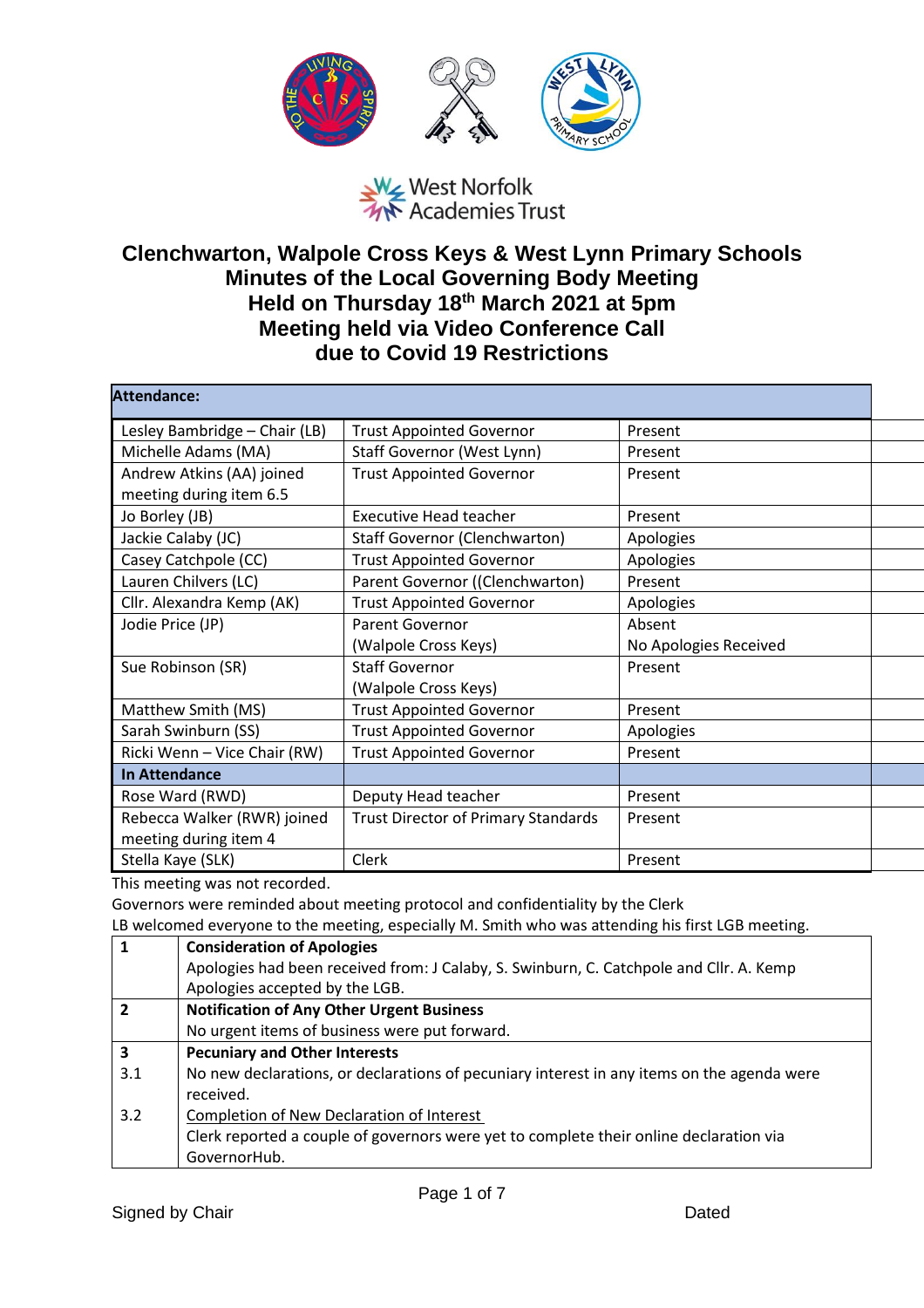West Norfolk Academies Trust

# Clenchwarton, Walpole Cross Keys & West Lynn Primary Schools
## Minutes of the Local Governing Body Meeting
## Held on Thursday 18th March 2021 at 5pm
## Meeting held via Video Conference Call due to Covid 19 Restrictions

| **Attendance:** | | |
|---|---|---|
| Lesley Bambridge – Chair (LB) | Trust Appointed Governor | Present |
| Michelle Adams (MA) | Staff Governor (West Lynn) | Present |
| Andrew Atkins (AA) joined meeting during item 6.5 | Trust Appointed Governor | Present |
| Jo Borley (JB) | Executive Head teacher | Present |
| Jackie Calaby (JC) | Staff Governor (Clenchwarton) | Apologies |
| Casey Catchpole (CC) | Trust Appointed Governor | Apologies |
| Lauren Chilvers (LC) | Parent Governor ((Clenchwarton) | Present |
| Cllr. Alexandra Kemp (AK) | Trust Appointed Governor | Apologies |
| Jodie Price (JP) | Parent Governor (Walpole Cross Keys) | Absent No Apologies Received |
| Sue Robinson (SR) | Staff Governor (Walpole Cross Keys) | Present |
| Matthew Smith (MS) | Trust Appointed Governor | Present |
| Sarah Swinburn (SS) | Trust Appointed Governor | Apologies |
| Ricki Wenn – Vice Chair (RW) | Trust Appointed Governor | Present |
| **In Attendance** | | |
| Rose Ward (RWD) | Deputy Head teacher | Present |
| Rebecca Walker (RWR) joined meeting during item 4 | Trust Director of Primary Standards | Present |
| Stella Kaye (SLK) | Clerk | Present |

This meeting was not recorded.

Governors were reminded about meeting protocol and confidentiality by the Clerk

LB welcomed everyone to the meeting, especially M. Smith who was attending his first LGB meeting.

| | |
|---|---|
| **1** | **Consideration of Apologies**<br>Apologies had been received from: J Calaby, S. Swinburn, C. Catchpole and Cllr. A. Kemp<br>Apologies accepted by the LGB. |
| **2** | **Notification of Any Other Urgent Business**<br>No urgent items of business were put forward. |
| **3** | **Pecuniary and Other Interests** |
| 3.1 | No new declarations, or declarations of pecuniary interest in any items on the agenda were received. |
| 3.2 | <u>Completion of New Declaration of Interest</u><br>Clerk reported a couple of governors were yet to complete their online declaration via GovernorHub. |

Signed by Chair Dated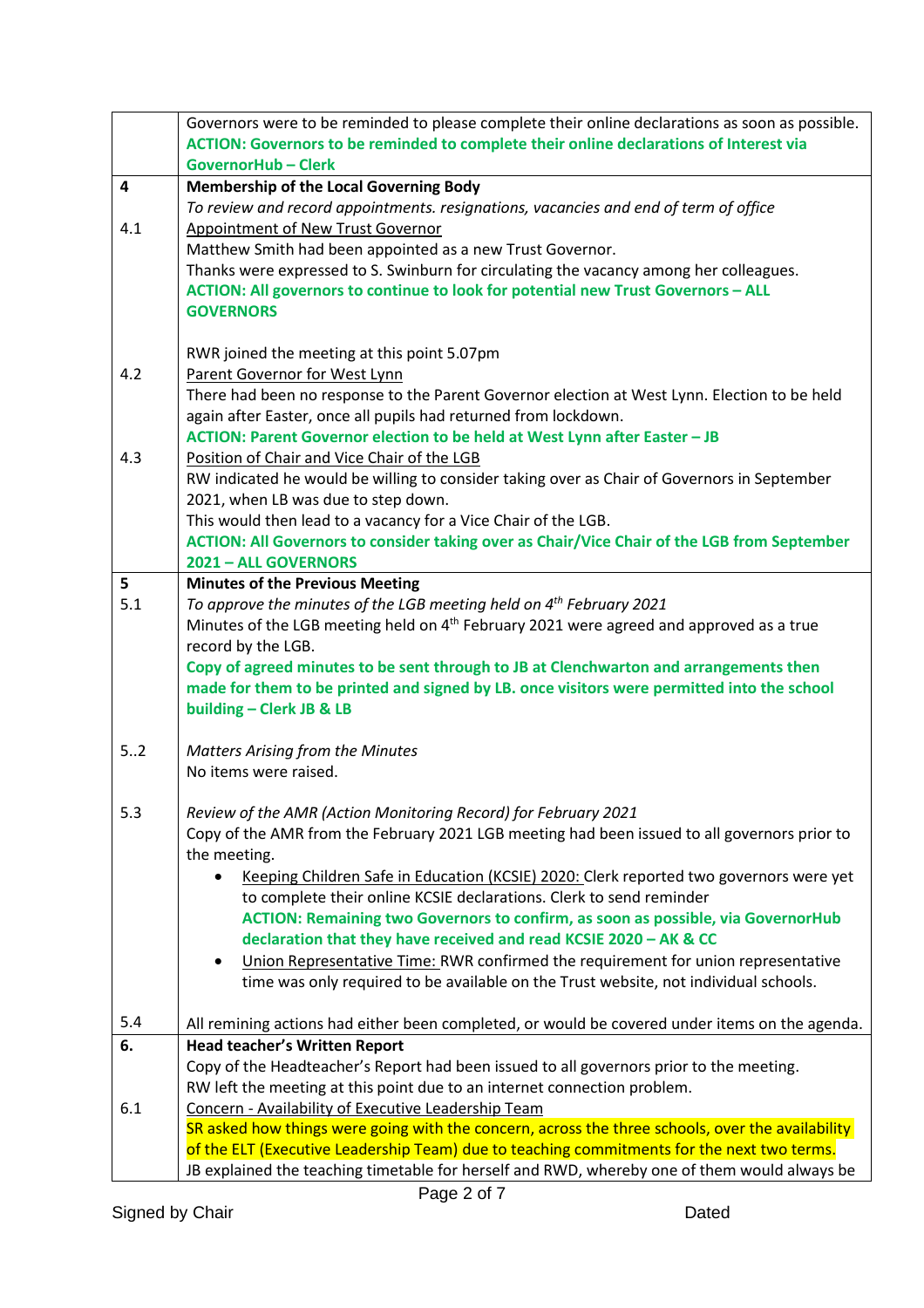| | |
|---|---|
| | Governors were to be reminded to please complete their online declarations as soon as possible.<br>**ACTION: Governors to be reminded to complete their online declarations of Interest via GovernorHub – Clerk** |
| **4** | **Membership of the Local Governing Body**<br>*To review and record appointments. resignations, vacancies and end of term of office* |
| 4.1 | Appointment of New Trust Governor<br>Matthew Smith had been appointed as a new Trust Governor.<br>Thanks were expressed to S. Swinburn for circulating the vacancy among her colleagues.<br>**ACTION: All governors to continue to look for potential new Trust Governors – ALL GOVERNORS**<br><br>RWR joined the meeting at this point 5.07pm |
| 4.2 | Parent Governor for West Lynn<br>There had been no response to the Parent Governor election at West Lynn. Election to be held again after Easter, once all pupils had returned from lockdown.<br>**ACTION: Parent Governor election to be held at West Lynn after Easter – JB** |
| 4.3 | Position of Chair and Vice Chair of the LGB<br>RW indicated he would be willing to consider taking over as Chair of Governors in September 2021, when LB was due to step down.<br>This would then lead to a vacancy for a Vice Chair of the LGB.<br>**ACTION: All Governors to consider taking over as Chair/Vice Chair of the LGB from September 2021 – ALL GOVERNORS** |
| **5** | **Minutes of the Previous Meeting** |
| 5.1 | *To approve the minutes of the LGB meeting held on 4th February 2021*<br>Minutes of the LGB meeting held on 4th February 2021 were agreed and approved as a true record by the LGB.<br>**Copy of agreed minutes to be sent through to JB at Clenchwarton and arrangements then made for them to be printed and signed by LB. once visitors were permitted into the school building – Clerk JB & LB** |
| 5..2 | *Matters Arising from the Minutes*<br>No items were raised. |
| 5.3 | *Review of the AMR (Action Monitoring Record) for February 2021*<br>Copy of the AMR from the February 2021 LGB meeting had been issued to all governors prior to the meeting.<br>• Keeping Children Safe in Education (KCSIE) 2020: Clerk reported two governors were yet to complete their online KCSIE declarations. Clerk to send reminder<br>**ACTION: Remaining two Governors to confirm, as soon as possible, via GovernorHub declaration that they have received and read KCSIE 2020 – AK & CC**<br>• Union Representative Time: RWR confirmed the requirement for union representative time was only required to be available on the Trust website, not individual schools. |
| 5.4 | All remining actions had either been completed, or would be covered under items on the agenda. |
| **6.** | **Head teacher's Written Report**<br>Copy of the Headteacher's Report had been issued to all governors prior to the meeting.<br>RW left the meeting at this point due to an internet connection problem. |
| 6.1 | Concern - Availability of Executive Leadership Team<br>SR asked how things were going with the concern, across the three schools, over the availability of the ELT (Executive Leadership Team) due to teaching commitments for the next two terms.<br>JB explained the teaching timetable for herself and RWD, whereby one of them would always be |

Signed by Chair Dated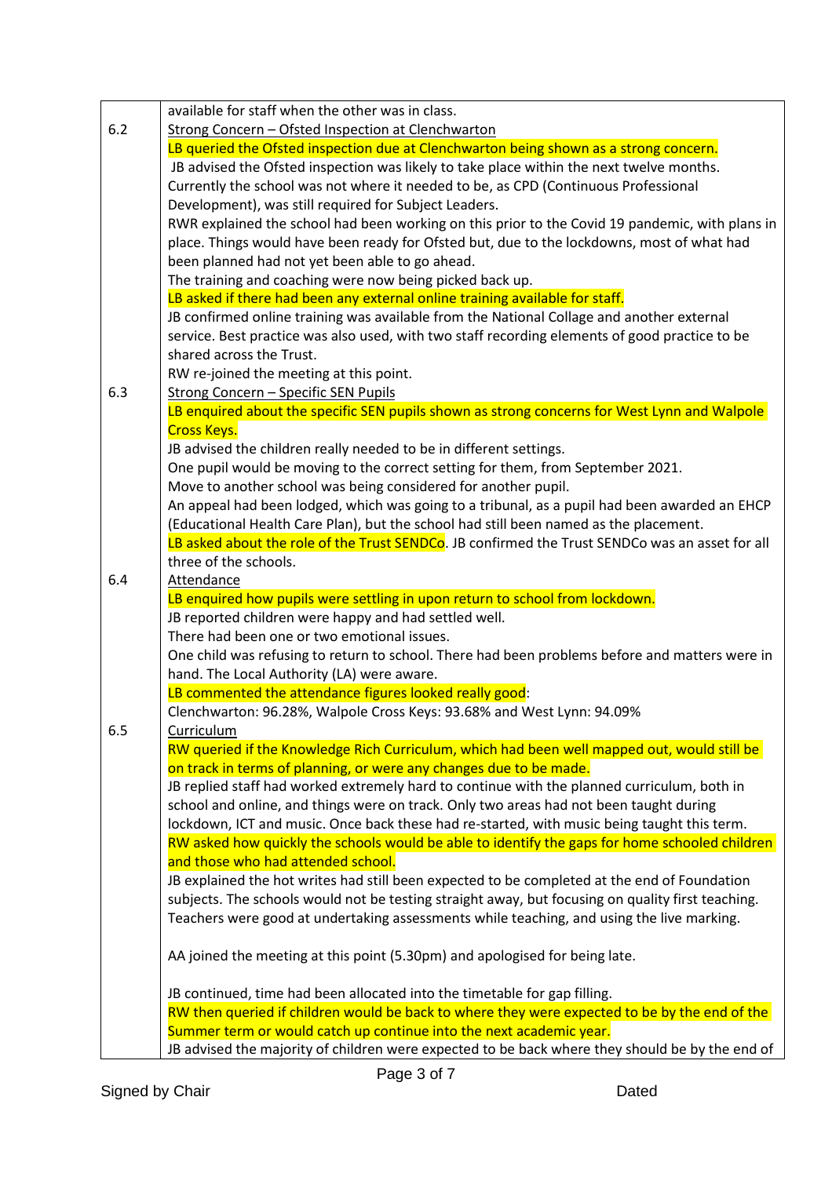| | |
|---|---|
| | available for staff when the other was in class. |
| 6.2 | Strong Concern – Ofsted Inspection at Clenchwarton<br>LB queried the Ofsted inspection due at Clenchwarton being shown as a strong concern.<br>JB advised the Ofsted inspection was likely to take place within the next twelve months. Currently the school was not where it needed to be, as CPD (Continuous Professional Development), was still required for Subject Leaders.<br>RWR explained the school had been working on this prior to the Covid 19 pandemic, with plans in place. Things would have been ready for Ofsted but, due to the lockdowns, most of what had been planned had not yet been able to go ahead.<br>The training and coaching were now being picked back up.<br>LB asked if there had been any external online training available for staff.<br>JB confirmed online training was available from the National Collage and another external service. Best practice was also used, with two staff recording elements of good practice to be shared across the Trust.<br>RW re-joined the meeting at this point. |
| 6.3 | Strong Concern – Specific SEN Pupils<br>LB enquired about the specific SEN pupils shown as strong concerns for West Lynn and Walpole Cross Keys.<br>JB advised the children really needed to be in different settings.<br>One pupil would be moving to the correct setting for them, from September 2021.<br>Move to another school was being considered for another pupil.<br>An appeal had been lodged, which was going to a tribunal, as a pupil had been awarded an EHCP (Educational Health Care Plan), but the school had still been named as the placement.<br>LB asked about the role of the Trust SENDCo. JB confirmed the Trust SENDCo was an asset for all three of the schools. |
| 6.4 | Attendance<br>LB enquired how pupils were settling in upon return to school from lockdown.<br>JB reported children were happy and had settled well.<br>There had been one or two emotional issues.<br>One child was refusing to return to school. There had been problems before and matters were in hand. The Local Authority (LA) were aware.<br>LB commented the attendance figures looked really good:<br>Clenchwarton: 96.28%, Walpole Cross Keys: 93.68% and West Lynn: 94.09% |
| 6.5 | Curriculum<br>RW queried if the Knowledge Rich Curriculum, which had been well mapped out, would still be on track in terms of planning, or were any changes due to be made.<br>JB replied staff had worked extremely hard to continue with the planned curriculum, both in school and online, and things were on track. Only two areas had not been taught during lockdown, ICT and music. Once back these had re-started, with music being taught this term.<br>RW asked how quickly the schools would be able to identify the gaps for home schooled children and those who had attended school.<br>JB explained the hot writes had still been expected to be completed at the end of Foundation subjects. The schools would not be testing straight away, but focusing on quality first teaching. Teachers were good at undertaking assessments while teaching, and using the live marking.<br><br>AA joined the meeting at this point (5.30pm) and apologised for being late.<br><br>JB continued, time had been allocated into the timetable for gap filling.<br>RW then queried if children would be back to where they were expected to be by the end of the Summer term or would catch up continue into the next academic year.<br>JB advised the majority of children were expected to be back where they should be by the end of |

Signed by Chair Dated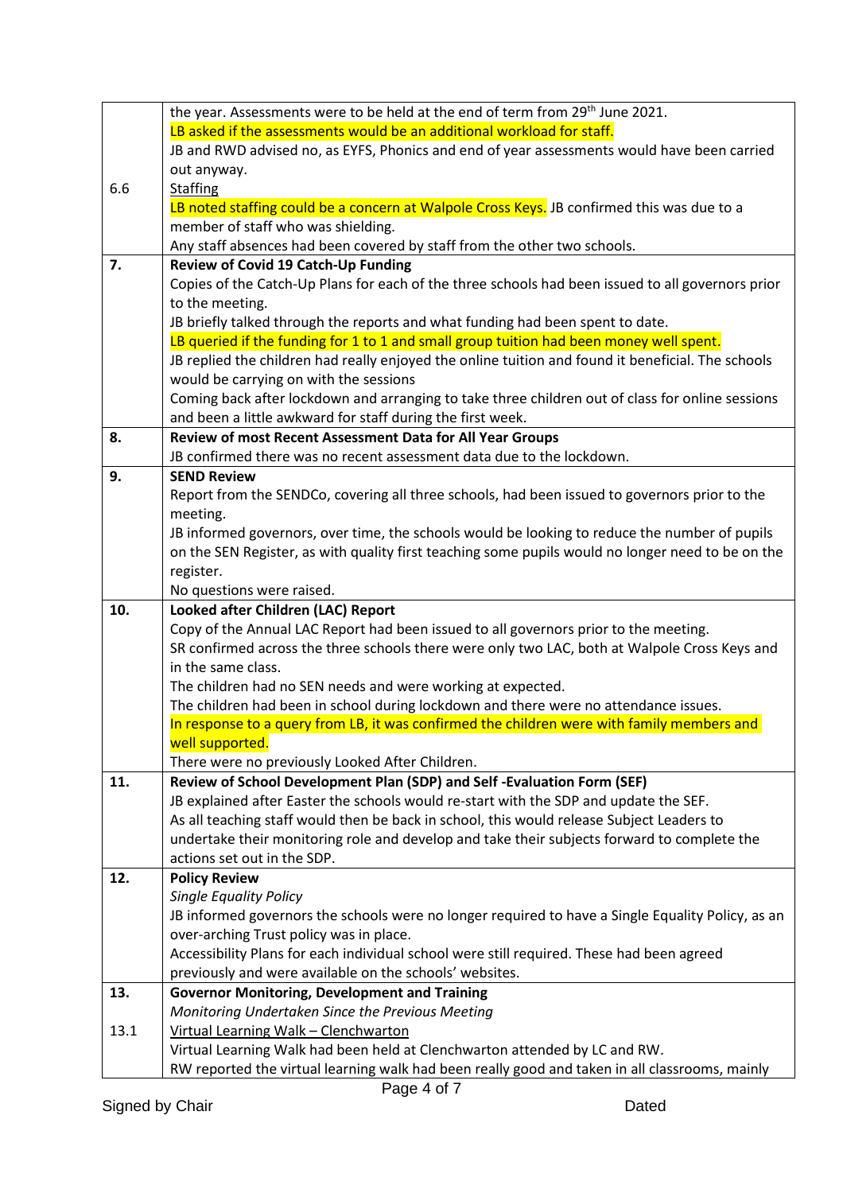| | |
|---|---|
| | the year. Assessments were to be held at the end of term from 29th June 2021.<br>LB asked if the assessments would be an additional workload for staff.<br>JB and RWD advised no, as EYFS, Phonics and end of year assessments would have been carried out anyway. |
| 6.6 | <u>Staffing</u><br>LB noted staffing could be a concern at Walpole Cross Keys. JB confirmed this was due to a member of staff who was shielding.<br>Any staff absences had been covered by staff from the other two schools. |
| **7.** | **Review of Covid 19 Catch-Up Funding**<br>Copies of the Catch-Up Plans for each of the three schools had been issued to all governors prior to the meeting.<br>JB briefly talked through the reports and what funding had been spent to date.<br>LB queried if the funding for 1 to 1 and small group tuition had been money well spent.<br>JB replied the children had really enjoyed the online tuition and found it beneficial. The schools would be carrying on with the sessions<br>Coming back after lockdown and arranging to take three children out of class for online sessions and been a little awkward for staff during the first week. |
| **8.** | **Review of most Recent Assessment Data for All Year Groups**<br>JB confirmed there was no recent assessment data due to the lockdown. |
| **9.** | **SEND Review**<br>Report from the SENDCo, covering all three schools, had been issued to governors prior to the meeting.<br>JB informed governors, over time, the schools would be looking to reduce the number of pupils on the SEN Register, as with quality first teaching some pupils would no longer need to be on the register.<br>No questions were raised. |
| **10.** | **Looked after Children (LAC) Report**<br>Copy of the Annual LAC Report had been issued to all governors prior to the meeting.<br>SR confirmed across the three schools there were only two LAC, both at Walpole Cross Keys and in the same class.<br>The children had no SEN needs and were working at expected.<br>The children had been in school during lockdown and there were no attendance issues.<br>In response to a query from LB, it was confirmed the children were with family members and well supported.<br>There were no previously Looked After Children. |
| **11.** | **Review of School Development Plan (SDP) and Self -Evaluation Form (SEF)**<br>JB explained after Easter the schools would re-start with the SDP and update the SEF.<br>As all teaching staff would then be back in school, this would release Subject Leaders to undertake their monitoring role and develop and take their subjects forward to complete the actions set out in the SDP. |
| **12.** | **Policy Review**<br>*Single Equality Policy*<br>JB informed governors the schools were no longer required to have a Single Equality Policy, as an over-arching Trust policy was in place.<br>Accessibility Plans for each individual school were still required. These had been agreed previously and were available on the schools' websites. |
| **13.** | **Governor Monitoring, Development and Training**<br>*Monitoring Undertaken Since the Previous Meeting* |
| 13.1 | <u>Virtual Learning Walk – Clenchwarton</u><br>Virtual Learning Walk had been held at Clenchwarton attended by LC and RW.<br>RW reported the virtual learning walk had been really good and taken in all classrooms, mainly |

Signed by Chair Dated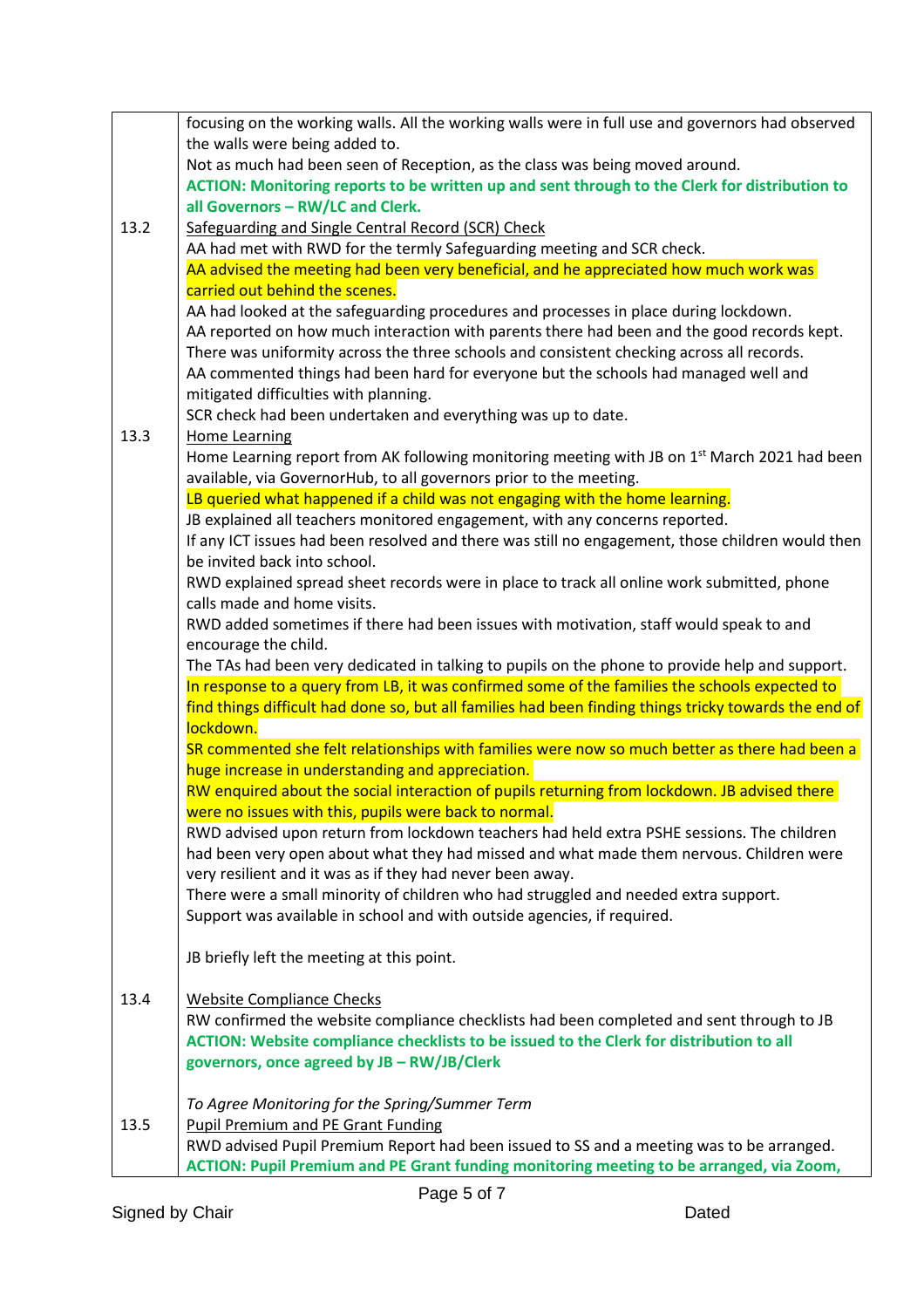| | |
|---|---|
| | focusing on the working walls. All the working walls were in full use and governors had observed the walls were being added to.<br>Not as much had been seen of Reception, as the class was being moved around.<br>**ACTION: Monitoring reports to be written up and sent through to the Clerk for distribution to all Governors – RW/LC and Clerk.** |
| 13.2 | <u>Safeguarding and Single Central Record (SCR) Check</u><br>AA had met with RWD for the termly Safeguarding meeting and SCR check.<br>AA advised the meeting had been very beneficial, and he appreciated how much work was carried out behind the scenes.<br>AA had looked at the safeguarding procedures and processes in place during lockdown.<br>AA reported on how much interaction with parents there had been and the good records kept.<br>There was uniformity across the three schools and consistent checking across all records.<br>AA commented things had been hard for everyone but the schools had managed well and mitigated difficulties with planning.<br>SCR check had been undertaken and everything was up to date. |
| 13.3 | <u>Home Learning</u><br>Home Learning report from AK following monitoring meeting with JB on 1st March 2021 had been available, via GovernorHub, to all governors prior to the meeting.<br>LB queried what happened if a child was not engaging with the home learning.<br>JB explained all teachers monitored engagement, with any concerns reported.<br>If any ICT issues had been resolved and there was still no engagement, those children would then be invited back into school.<br>RWD explained spread sheet records were in place to track all online work submitted, phone calls made and home visits.<br>RWD added sometimes if there had been issues with motivation, staff would speak to and encourage the child.<br>The TAs had been very dedicated in talking to pupils on the phone to provide help and support.<br>In response to a query from LB, it was confirmed some of the families the schools expected to find things difficult had done so, but all families had been finding things tricky towards the end of lockdown.<br>SR commented she felt relationships with families were now so much better as there had been a huge increase in understanding and appreciation.<br>RW enquired about the social interaction of pupils returning from lockdown. JB advised there were no issues with this, pupils were back to normal.<br>RWD advised upon return from lockdown teachers had held extra PSHE sessions. The children had been very open about what they had missed and what made them nervous. Children were very resilient and it was as if they had never been away.<br>There were a small minority of children who had struggled and needed extra support.<br>Support was available in school and with outside agencies, if required.<br><br>JB briefly left the meeting at this point. |
| 13.4 | <u>Website Compliance Checks</u><br>RW confirmed the website compliance checklists had been completed and sent through to JB<br>**ACTION: Website compliance checklists to be issued to the Clerk for distribution to all governors, once agreed by JB – RW/JB/Clerk**<br><br>*To Agree Monitoring for the Spring/Summer Term* |
| 13.5 | <u>Pupil Premium and PE Grant Funding</u><br>RWD advised Pupil Premium Report had been issued to SS and a meeting was to be arranged.<br>**ACTION: Pupil Premium and PE Grant funding monitoring meeting to be arranged, via Zoom,** |

Signed by Chair Dated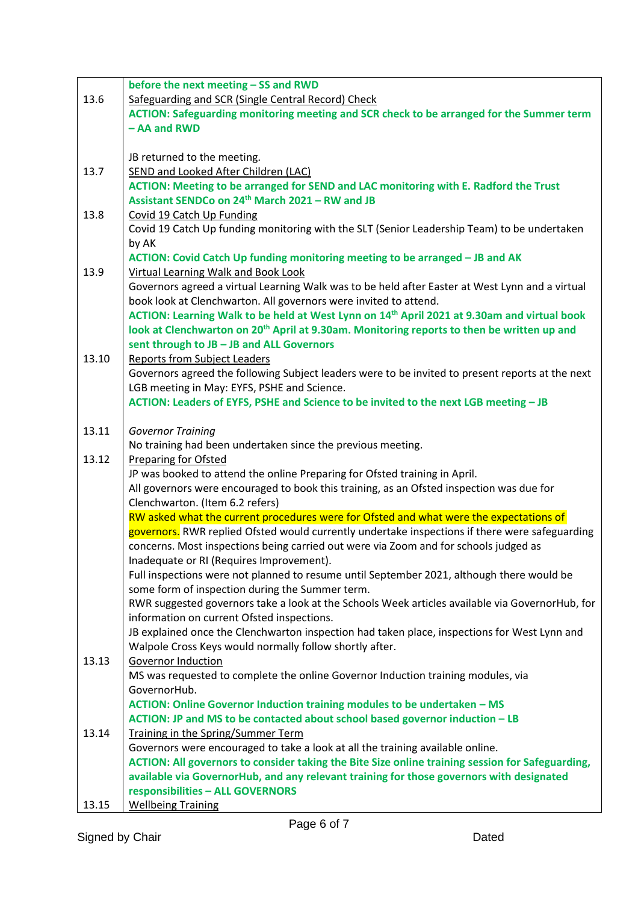| | |
|---|---|
| | **before the next meeting – SS and RWD** |
| 13.6 | Safeguarding and SCR (Single Central Record) Check<br>**ACTION: Safeguarding monitoring meeting and SCR check to be arranged for the Summer term – AA and RWD**<br><br>JB returned to the meeting. |
| 13.7 | SEND and Looked After Children (LAC)<br>**ACTION: Meeting to be arranged for SEND and LAC monitoring with E. Radford the Trust Assistant SENDCo on 24th March 2021 – RW and JB** |
| 13.8 | Covid 19 Catch Up Funding<br>Covid 19 Catch Up funding monitoring with the SLT (Senior Leadership Team) to be undertaken by AK<br>**ACTION: Covid Catch Up funding monitoring meeting to be arranged – JB and AK** |
| 13.9 | Virtual Learning Walk and Book Look<br>Governors agreed a virtual Learning Walk was to be held after Easter at West Lynn and a virtual book look at Clenchwarton. All governors were invited to attend.<br>**ACTION: Learning Walk to be held at West Lynn on 14th April 2021 at 9.30am and virtual book look at Clenchwarton on 20th April at 9.30am. Monitoring reports to then be written up and sent through to JB – JB and ALL Governors** |
| 13.10 | Reports from Subject Leaders<br>Governors agreed the following Subject leaders were to be invited to present reports at the next LGB meeting in May: EYFS, PSHE and Science.<br>**ACTION: Leaders of EYFS, PSHE and Science to be invited to the next LGB meeting – JB** |
| 13.11 | *Governor Training*<br>No training had been undertaken since the previous meeting. |
| 13.12 | Preparing for Ofsted<br>JP was booked to attend the online Preparing for Ofsted training in April.<br>All governors were encouraged to book this training, as an Ofsted inspection was due for Clenchwarton. (Item 6.2 refers)<br>RW asked what the current procedures were for Ofsted and what were the expectations of governors. RWR replied Ofsted would currently undertake inspections if there were safeguarding concerns. Most inspections being carried out were via Zoom and for schools judged as Inadequate or RI (Requires Improvement).<br>Full inspections were not planned to resume until September 2021, although there would be some form of inspection during the Summer term.<br>RWR suggested governors take a look at the Schools Week articles available via GovernorHub, for information on current Ofsted inspections.<br>JB explained once the Clenchwarton inspection had taken place, inspections for West Lynn and Walpole Cross Keys would normally follow shortly after. |
| 13.13 | Governor Induction<br>MS was requested to complete the online Governor Induction training modules, via GovernorHub.<br>**ACTION: Online Governor Induction training modules to be undertaken – MS**<br>**ACTION: JP and MS to be contacted about school based governor induction – LB** |
| 13.14 | Training in the Spring/Summer Term<br>Governors were encouraged to take a look at all the training available online.<br>**ACTION: All governors to consider taking the Bite Size online training session for Safeguarding, available via GovernorHub, and any relevant training for those governors with designated responsibilities – ALL GOVERNORS** |
| 13.15 | Wellbeing Training |

Signed by Chair Dated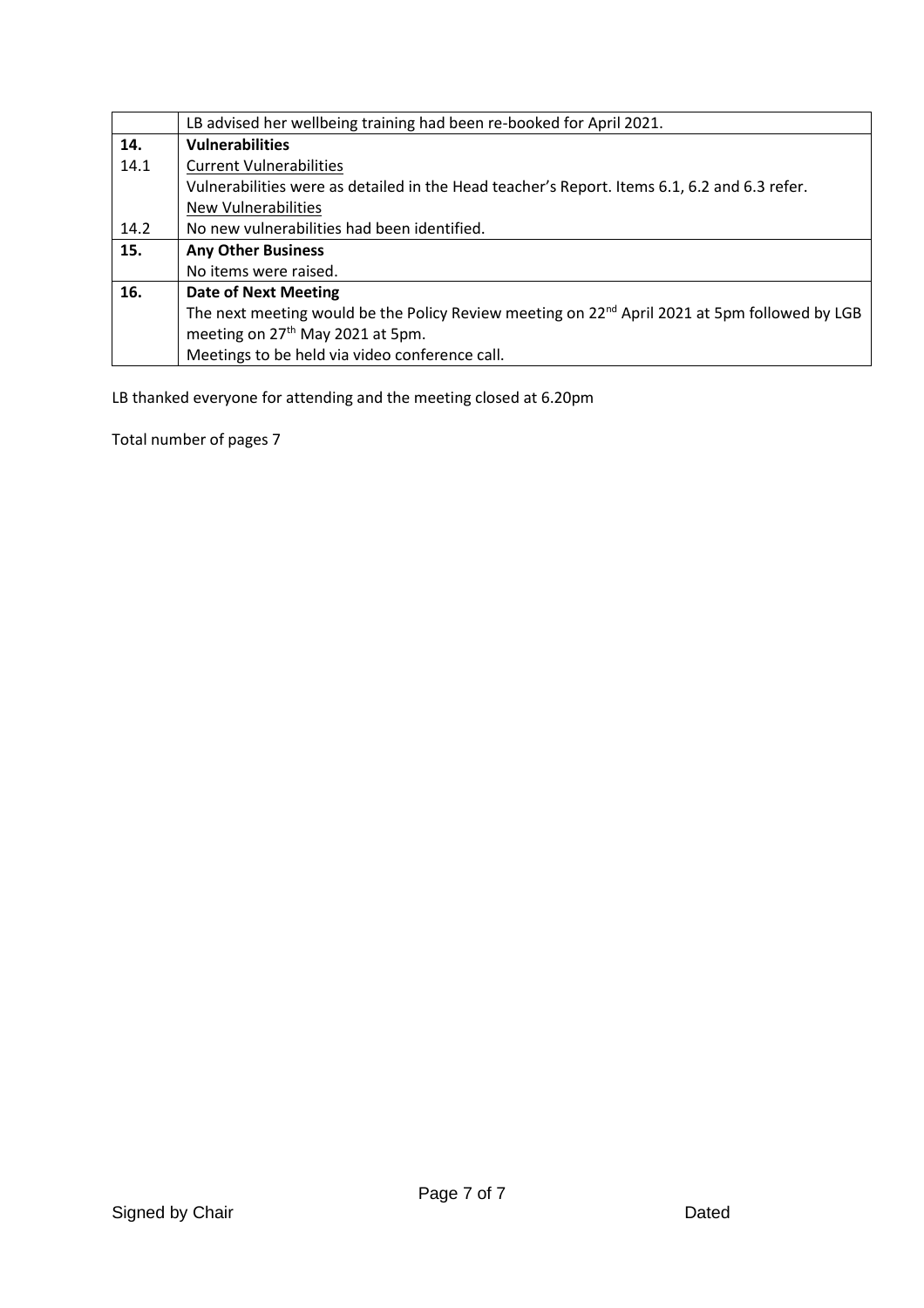| | |
|---|---|
| | LB advised her wellbeing training had been re-booked for April 2021. |
| **14.** | **Vulnerabilities** |
| 14.1 | Current Vulnerabilities |
| | Vulnerabilities were as detailed in the Head teacher's Report. Items 6.1, 6.2 and 6.3 refer. |
| | New Vulnerabilities |
| 14.2 | No new vulnerabilities had been identified. |
| **15.** | **Any Other Business** |
| | No items were raised. |
| **16.** | **Date of Next Meeting** |
| | The next meeting would be the Policy Review meeting on 22nd April 2021 at 5pm followed by LGB meeting on 27th May 2021 at 5pm. |
| | Meetings to be held via video conference call. |

LB thanked everyone for attending and the meeting closed at 6.20pm

Total number of pages 7

Signed by Chair Dated